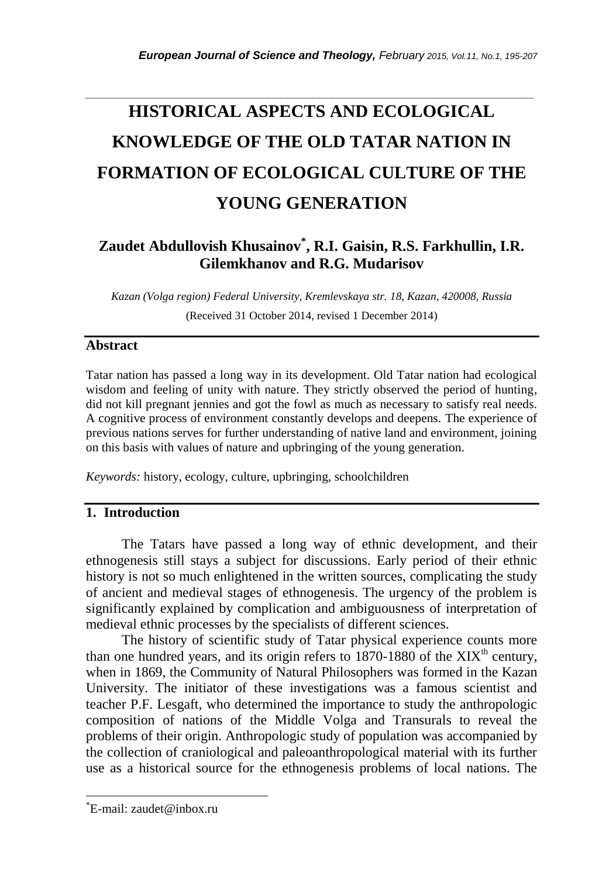# HISTORICAL ASPECTS AND ECOLOGICAL KNOWLEDGE OF THE OLD TATAR NATION IN FORMATION OF ECOLOGICAL CULTURE OF THE YOUNG GENERATION

**Zaudet Abdullovish Khusainov*, R.I. Gaisin, R.S. Farkhullin, I.R. Gilemkhanov and R.G. Mudarisov**

*Kazan (Volga region) Federal University, Kremlevskaya str. 18, Kazan, 420008, Russia*

(Received 31 October 2014, revised 1 December 2014)

## Abstract

Tatar nation has passed a long way in its development. Old Tatar nation had ecological wisdom and feeling of unity with nature. They strictly observed the period of hunting, did not kill pregnant jennies and got the fowl as much as necessary to satisfy real needs. A cognitive process of environment constantly develops and deepens. The experience of previous nations serves for further understanding of native land and environment, joining on this basis with values of nature and upbringing of the young generation.

*Keywords:* history, ecology, culture, upbringing, schoolchildren

## 1. Introduction

The Tatars have passed a long way of ethnic development, and their ethnogenesis still stays a subject for discussions. Early period of their ethnic history is not so much enlightened in the written sources, complicating the study of ancient and medieval stages of ethnogenesis. The urgency of the problem is significantly explained by complication and ambiguousness of interpretation of medieval ethnic processes by the specialists of different sciences.

The history of scientific study of Tatar physical experience counts more than one hundred years, and its origin refers to 1870-1880 of the XIX[th] century, when in 1869, the Community of Natural Philosophers was formed in the Kazan University. The initiator of these investigations was a famous scientist and teacher P.F. Lesgaft, who determined the importance to study the anthropologic composition of nations of the Middle Volga and Transurals to reveal the problems of their origin. Anthropologic study of population was accompanied by the collection of craniological and paleoanthropological material with its further use as a historical source for the ethnogenesis problems of local nations. The

---

*E-mail: zaudet@inbox.ru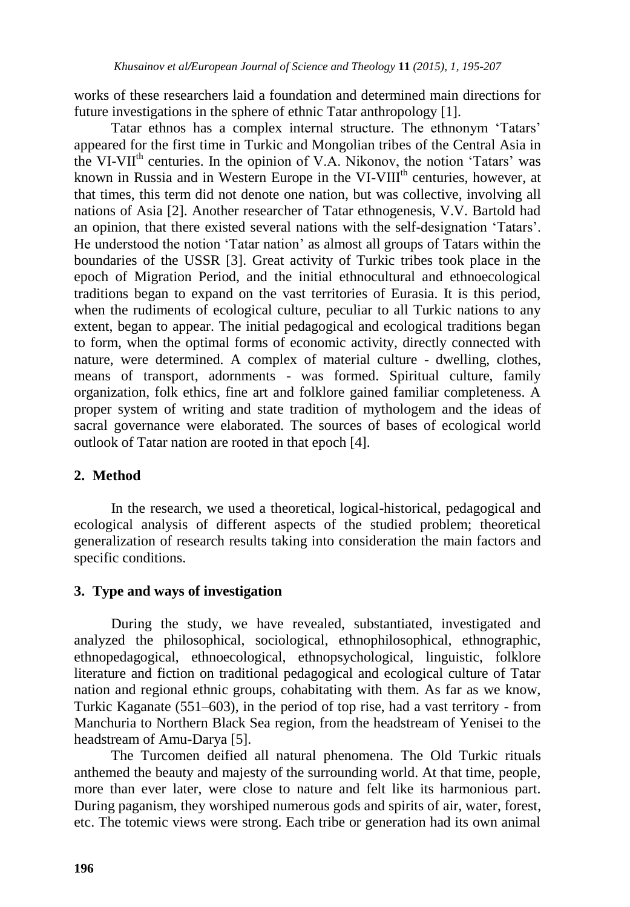works of these researchers laid a foundation and determined main directions for future investigations in the sphere of ethnic Tatar anthropology [1].

Tatar ethnos has a complex internal structure. The ethnonym 'Tatars' appeared for the first time in Turkic and Mongolian tribes of the Central Asia in the VI-VII[th] centuries. In the opinion of V.A. Nikonov, the notion 'Tatars' was known in Russia and in Western Europe in the VI-VIII[th] centuries, however, at that times, this term did not denote one nation, but was collective, involving all nations of Asia [2]. Another researcher of Tatar ethnogenesis, V.V. Bartold had an opinion, that there existed several nations with the self-designation 'Tatars'. He understood the notion 'Tatar nation' as almost all groups of Tatars within the boundaries of the USSR [3]. Great activity of Turkic tribes took place in the epoch of Migration Period, and the initial ethnocultural and ethnoecological traditions began to expand on the vast territories of Eurasia. It is this period, when the rudiments of ecological culture, peculiar to all Turkic nations to any extent, began to appear. The initial pedagogical and ecological traditions began to form, when the optimal forms of economic activity, directly connected with nature, were determined. A complex of material culture - dwelling, clothes, means of transport, adornments - was formed. Spiritual culture, family organization, folk ethics, fine art and folklore gained familiar completeness. A proper system of writing and state tradition of mythologem and the ideas of sacral governance were elaborated. The sources of bases of ecological world outlook of Tatar nation are rooted in that epoch [4].

## 2. Method

In the research, we used a theoretical, logical-historical, pedagogical and ecological analysis of different aspects of the studied problem; theoretical generalization of research results taking into consideration the main factors and specific conditions.

## 3. Type and ways of investigation

During the study, we have revealed, substantiated, investigated and analyzed the philosophical, sociological, ethnophilosophical, ethnographic, ethnopedagogical, ethnoecological, ethnopsychological, linguistic, folklore literature and fiction on traditional pedagogical and ecological culture of Tatar nation and regional ethnic groups, cohabitating with them. As far as we know, Turkic Kaganate (551–603), in the period of top rise, had a vast territory - from Manchuria to Northern Black Sea region, from the headstream of Yenisei to the headstream of Amu-Darya [5].

The Turcomen deified all natural phenomena. The Old Turkic rituals anthemed the beauty and majesty of the surrounding world. At that time, people, more than ever later, were close to nature and felt like its harmonious part. During paganism, they worshiped numerous gods and spirits of air, water, forest, etc. The totemic views were strong. Each tribe or generation had its own animal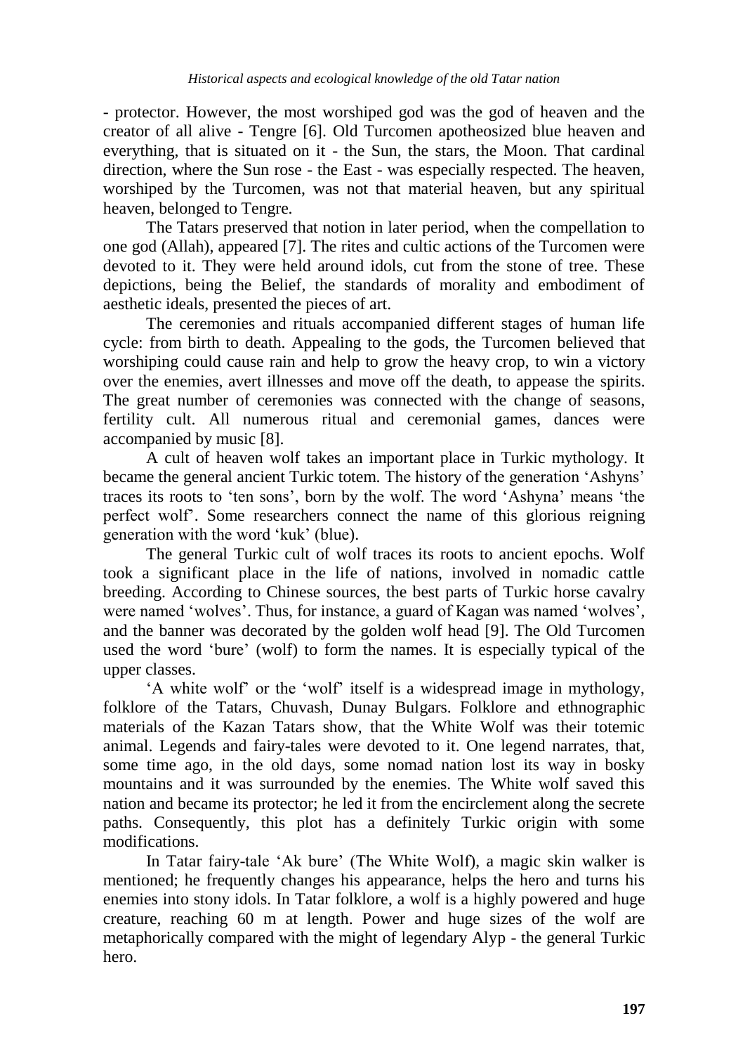- protector. However, the most worshiped god was the god of heaven and the creator of all alive - Tengre [6]. Old Turcomen apotheosized blue heaven and everything, that is situated on it - the Sun, the stars, the Moon. That cardinal direction, where the Sun rose - the East - was especially respected. The heaven, worshiped by the Turcomen, was not that material heaven, but any spiritual heaven, belonged to Tengre.

The Tatars preserved that notion in later period, when the compellation to one god (Allah), appeared [7]. The rites and cultic actions of the Turcomen were devoted to it. They were held around idols, cut from the stone of tree. These depictions, being the Belief, the standards of morality and embodiment of aesthetic ideals, presented the pieces of art.

The ceremonies and rituals accompanied different stages of human life cycle: from birth to death. Appealing to the gods, the Turcomen believed that worshiping could cause rain and help to grow the heavy crop, to win a victory over the enemies, avert illnesses and move off the death, to appease the spirits. The great number of ceremonies was connected with the change of seasons, fertility cult. All numerous ritual and ceremonial games, dances were accompanied by music [8].

A cult of heaven wolf takes an important place in Turkic mythology. It became the general ancient Turkic totem. The history of the generation 'Ashyns' traces its roots to 'ten sons', born by the wolf. The word 'Ashyna' means 'the perfect wolf'. Some researchers connect the name of this glorious reigning generation with the word 'kuk' (blue).

The general Turkic cult of wolf traces its roots to ancient epochs. Wolf took a significant place in the life of nations, involved in nomadic cattle breeding. According to Chinese sources, the best parts of Turkic horse cavalry were named 'wolves'. Thus, for instance, a guard of Kagan was named 'wolves', and the banner was decorated by the golden wolf head [9]. The Old Turcomen used the word 'bure' (wolf) to form the names. It is especially typical of the upper classes.

'A white wolf' or the 'wolf' itself is a widespread image in mythology, folklore of the Tatars, Chuvash, Dunay Bulgars. Folklore and ethnographic materials of the Kazan Tatars show, that the White Wolf was their totemic animal. Legends and fairy-tales were devoted to it. One legend narrates, that, some time ago, in the old days, some nomad nation lost its way in bosky mountains and it was surrounded by the enemies. The White wolf saved this nation and became its protector; he led it from the encirclement along the secrete paths. Consequently, this plot has a definitely Turkic origin with some modifications.

In Tatar fairy-tale 'Ak bure' (The White Wolf), a magic skin walker is mentioned; he frequently changes his appearance, helps the hero and turns his enemies into stony idols. In Tatar folklore, a wolf is a highly powered and huge creature, reaching 60 m at length. Power and huge sizes of the wolf are metaphorically compared with the might of legendary Alyp - the general Turkic hero.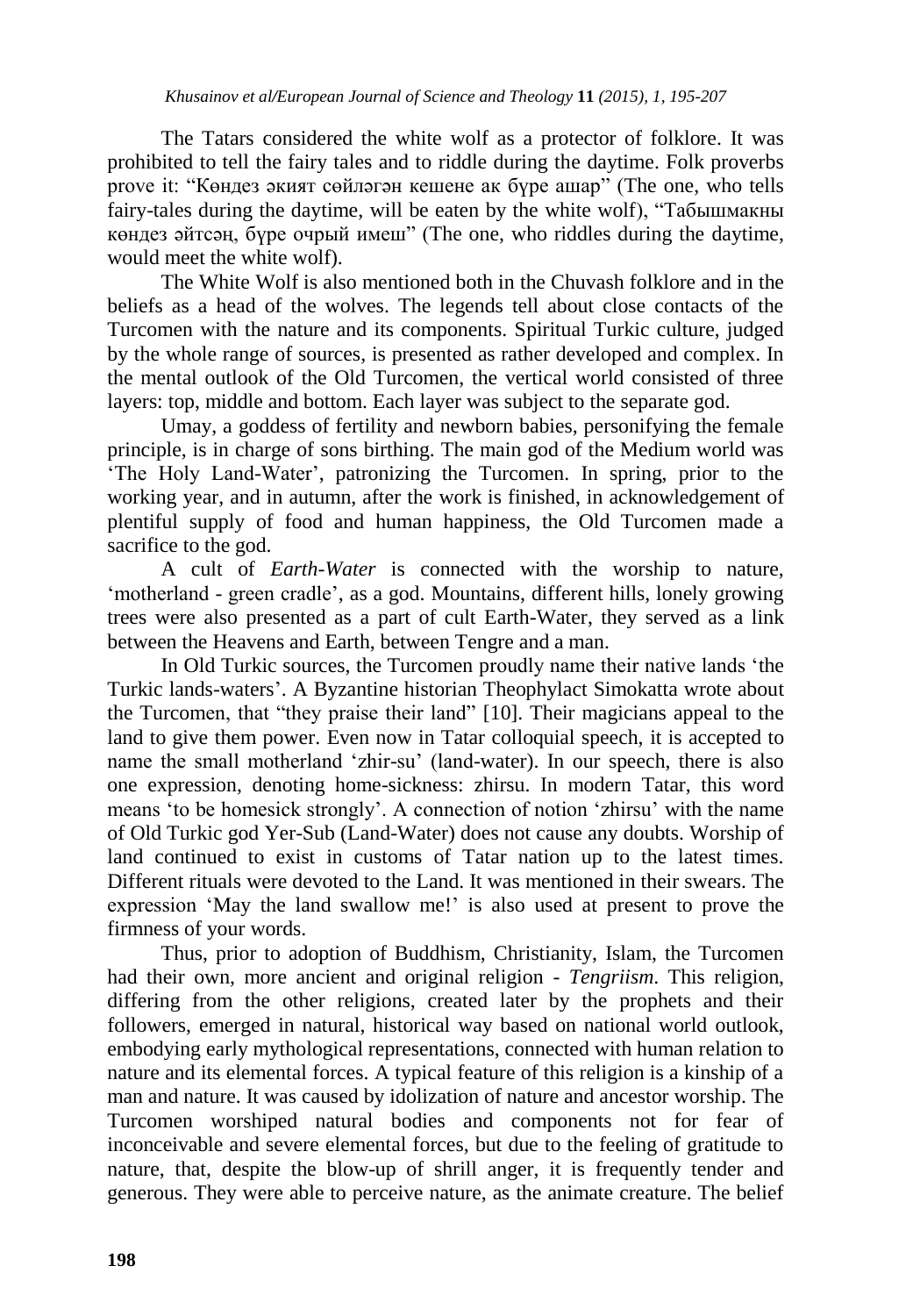The Tatars considered the white wolf as a protector of folklore. It was prohibited to tell the fairy tales and to riddle during the daytime. Folk proverbs prove it: "Көндез әкият сөйләгән кешене ак бүре ашар" (The one, who tells fairy-tales during the daytime, will be eaten by the white wolf), "Табышмакны көндез әйтсәң, бүре очрый имеш" (The one, who riddles during the daytime, would meet the white wolf).

The White Wolf is also mentioned both in the Chuvash folklore and in the beliefs as a head of the wolves. The legends tell about close contacts of the Turcomen with the nature and its components. Spiritual Turkic culture, judged by the whole range of sources, is presented as rather developed and complex. In the mental outlook of the Old Turcomen, the vertical world consisted of three layers: top, middle and bottom. Each layer was subject to the separate god.

Umay, a goddess of fertility and newborn babies, personifying the female principle, is in charge of sons birthing. The main god of the Medium world was 'The Holy Land-Water', patronizing the Turcomen. In spring, prior to the working year, and in autumn, after the work is finished, in acknowledgement of plentiful supply of food and human happiness, the Old Turcomen made a sacrifice to the god.

A cult of *Earth-Water* is connected with the worship to nature, 'motherland - green cradle', as a god. Mountains, different hills, lonely growing trees were also presented as a part of cult Earth-Water, they served as a link between the Heavens and Earth, between Tengre and a man.

In Old Turkic sources, the Turcomen proudly name their native lands 'the Turkic lands-waters'. A Byzantine historian Theophylact Simokatta wrote about the Turcomen, that "they praise their land" [10]. Their magicians appeal to the land to give them power. Even now in Tatar colloquial speech, it is accepted to name the small motherland 'zhir-su' (land-water). In our speech, there is also one expression, denoting home-sickness: zhirsu. In modern Tatar, this word means 'to be homesick strongly'. A connection of notion 'zhirsu' with the name of Old Turkic god Yer-Sub (Land-Water) does not cause any doubts. Worship of land continued to exist in customs of Tatar nation up to the latest times. Different rituals were devoted to the Land. It was mentioned in their swears. The expression 'May the land swallow me!' is also used at present to prove the firmness of your words.

Thus, prior to adoption of Buddhism, Christianity, Islam, the Turcomen had their own, more ancient and original religion - *Tengriism*. This religion, differing from the other religions, created later by the prophets and their followers, emerged in natural, historical way based on national world outlook, embodying early mythological representations, connected with human relation to nature and its elemental forces. A typical feature of this religion is a kinship of a man and nature. It was caused by idolization of nature and ancestor worship. The Turcomen worshiped natural bodies and components not for fear of inconceivable and severe elemental forces, but due to the feeling of gratitude to nature, that, despite the blow-up of shrill anger, it is frequently tender and generous. They were able to perceive nature, as the animate creature. The belief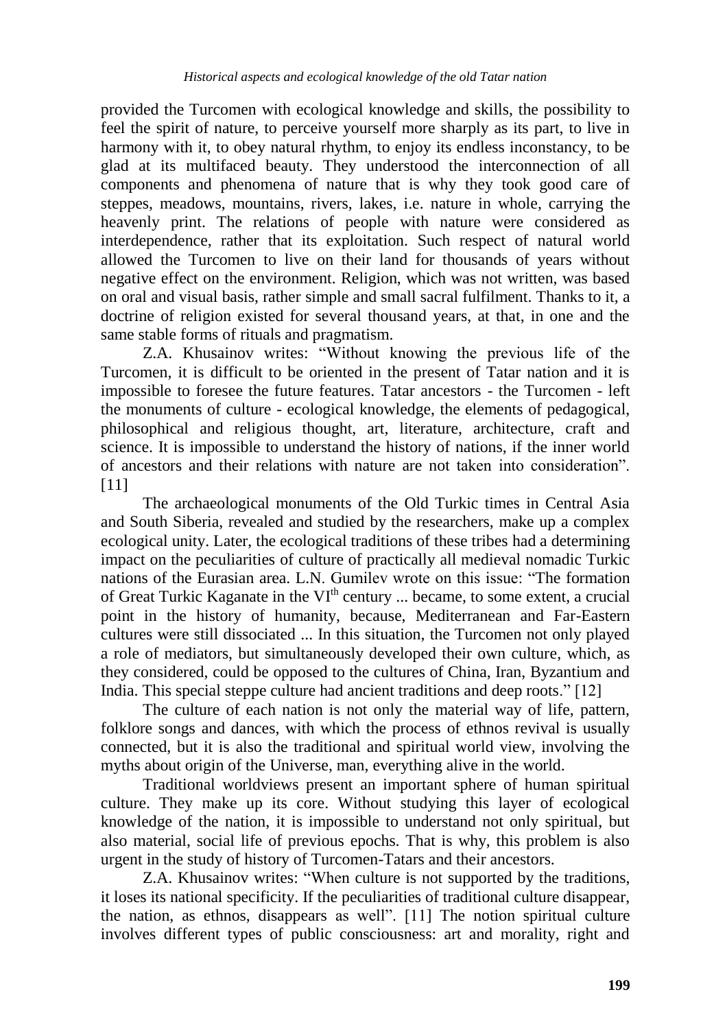provided the Turcomen with ecological knowledge and skills, the possibility to feel the spirit of nature, to perceive yourself more sharply as its part, to live in harmony with it, to obey natural rhythm, to enjoy its endless inconstancy, to be glad at its multifaced beauty. They understood the interconnection of all components and phenomena of nature that is why they took good care of steppes, meadows, mountains, rivers, lakes, i.e. nature in whole, carrying the heavenly print. The relations of people with nature were considered as interdependence, rather that its exploitation. Such respect of natural world allowed the Turcomen to live on their land for thousands of years without negative effect on the environment. Religion, which was not written, was based on oral and visual basis, rather simple and small sacral fulfilment. Thanks to it, a doctrine of religion existed for several thousand years, at that, in one and the same stable forms of rituals and pragmatism.

Z.A. Khusainov writes: "Without knowing the previous life of the Turcomen, it is difficult to be oriented in the present of Tatar nation and it is impossible to foresee the future features. Tatar ancestors - the Turcomen - left the monuments of culture - ecological knowledge, the elements of pedagogical, philosophical and religious thought, art, literature, architecture, craft and science. It is impossible to understand the history of nations, if the inner world of ancestors and their relations with nature are not taken into consideration". [11]

The archaeological monuments of the Old Turkic times in Central Asia and South Siberia, revealed and studied by the researchers, make up a complex ecological unity. Later, the ecological traditions of these tribes had a determining impact on the peculiarities of culture of practically all medieval nomadic Turkic nations of the Eurasian area. L.N. Gumilev wrote on this issue: "The formation of Great Turkic Kaganate in the VI[th] century ... became, to some extent, a crucial point in the history of humanity, because, Mediterranean and Far-Eastern cultures were still dissociated ... In this situation, the Turcomen not only played a role of mediators, but simultaneously developed their own culture, which, as they considered, could be opposed to the cultures of China, Iran, Byzantium and India. This special steppe culture had ancient traditions and deep roots." [12]

The culture of each nation is not only the material way of life, pattern, folklore songs and dances, with which the process of ethnos revival is usually connected, but it is also the traditional and spiritual world view, involving the myths about origin of the Universe, man, everything alive in the world.

Traditional worldviews present an important sphere of human spiritual culture. They make up its core. Without studying this layer of ecological knowledge of the nation, it is impossible to understand not only spiritual, but also material, social life of previous epochs. That is why, this problem is also urgent in the study of history of Turcomen-Tatars and their ancestors.

Z.A. Khusainov writes: "When culture is not supported by the traditions, it loses its national specificity. If the peculiarities of traditional culture disappear, the nation, as ethnos, disappears as well". [11] The notion spiritual culture involves different types of public consciousness: art and morality, right and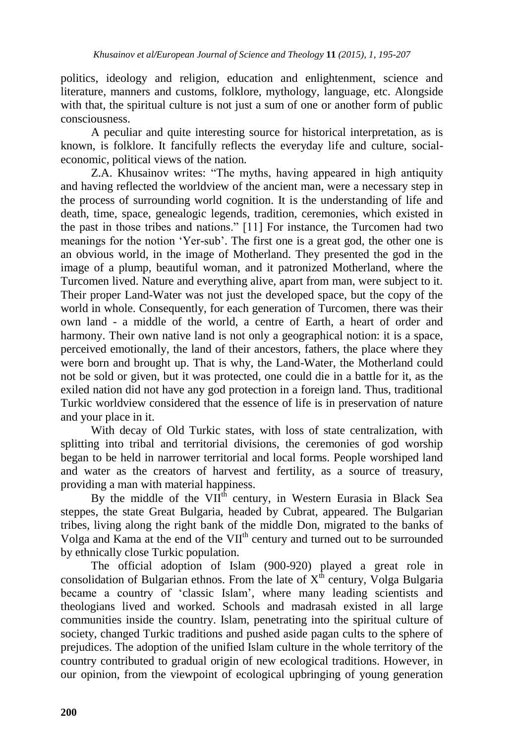politics, ideology and religion, education and enlightenment, science and literature, manners and customs, folklore, mythology, language, etc. Alongside with that, the spiritual culture is not just a sum of one or another form of public consciousness.

A peculiar and quite interesting source for historical interpretation, as is known, is folklore. It fancifully reflects the everyday life and culture, social-economic, political views of the nation.

Z.A. Khusainov writes: "The myths, having appeared in high antiquity and having reflected the worldview of the ancient man, were a necessary step in the process of surrounding world cognition. It is the understanding of life and death, time, space, genealogic legends, tradition, ceremonies, which existed in the past in those tribes and nations." [11] For instance, the Turcomen had two meanings for the notion 'Yer-sub'. The first one is a great god, the other one is an obvious world, in the image of Motherland. They presented the god in the image of a plump, beautiful woman, and it patronized Motherland, where the Turcomen lived. Nature and everything alive, apart from man, were subject to it. Their proper Land-Water was not just the developed space, but the copy of the world in whole. Consequently, for each generation of Turcomen, there was their own land - a middle of the world, a centre of Earth, a heart of order and harmony. Their own native land is not only a geographical notion: it is a space, perceived emotionally, the land of their ancestors, fathers, the place where they were born and brought up. That is why, the Land-Water, the Motherland could not be sold or given, but it was protected, one could die in a battle for it, as the exiled nation did not have any god protection in a foreign land. Thus, traditional Turkic worldview considered that the essence of life is in preservation of nature and your place in it.

With decay of Old Turkic states, with loss of state centralization, with splitting into tribal and territorial divisions, the ceremonies of god worship began to be held in narrower territorial and local forms. People worshiped land and water as the creators of harvest and fertility, as a source of treasury, providing a man with material happiness.

By the middle of the VII$^{th}$ century, in Western Eurasia in Black Sea steppes, the state Great Bulgaria, headed by Cubrat, appeared. The Bulgarian tribes, living along the right bank of the middle Don, migrated to the banks of Volga and Kama at the end of the VII$^{th}$ century and turned out to be surrounded by ethnically close Turkic population.

The official adoption of Islam (900-920) played a great role in consolidation of Bulgarian ethnos. From the late of X$^{th}$ century, Volga Bulgaria became a country of 'classic Islam', where many leading scientists and theologians lived and worked. Schools and madrasah existed in all large communities inside the country. Islam, penetrating into the spiritual culture of society, changed Turkic traditions and pushed aside pagan cults to the sphere of prejudices. The adoption of the unified Islam culture in the whole territory of the country contributed to gradual origin of new ecological traditions. However, in our opinion, from the viewpoint of ecological upbringing of young generation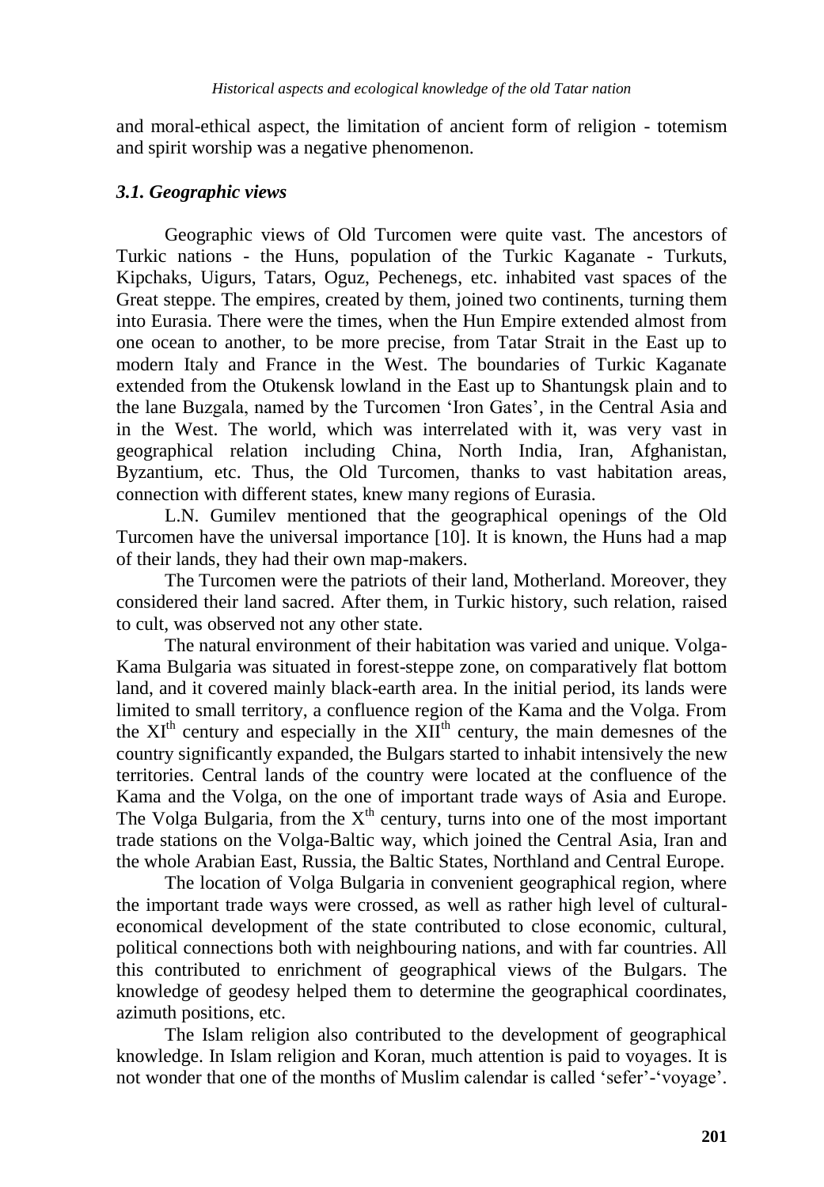and moral-ethical aspect, the limitation of ancient form of religion - totemism and spirit worship was a negative phenomenon.

### *3.1. Geographic views*

Geographic views of Old Turcomen were quite vast. The ancestors of Turkic nations - the Huns, population of the Turkic Kaganate - Turkuts, Kipchaks, Uigurs, Tatars, Oguz, Pechenegs, etc. inhabited vast spaces of the Great steppe. The empires, created by them, joined two continents, turning them into Eurasia. There were the times, when the Hun Empire extended almost from one ocean to another, to be more precise, from Tatar Strait in the East up to modern Italy and France in the West. The boundaries of Turkic Kaganate extended from the Otukensk lowland in the East up to Shantungsk plain and to the lane Buzgala, named by the Turcomen 'Iron Gates', in the Central Asia and in the West. The world, which was interrelated with it, was very vast in geographical relation including China, North India, Iran, Afghanistan, Byzantium, etc. Thus, the Old Turcomen, thanks to vast habitation areas, connection with different states, knew many regions of Eurasia.

L.N. Gumilev mentioned that the geographical openings of the Old Turcomen have the universal importance [10]. It is known, the Huns had a map of their lands, they had their own map-makers.

The Turcomen were the patriots of their land, Motherland. Moreover, they considered their land sacred. After them, in Turkic history, such relation, raised to cult, was observed not any other state.

The natural environment of their habitation was varied and unique. Volga-Kama Bulgaria was situated in forest-steppe zone, on comparatively flat bottom land, and it covered mainly black-earth area. In the initial period, its lands were limited to small territory, a confluence region of the Kama and the Volga. From the XI$^{th}$ century and especially in the XII$^{th}$ century, the main demesnes of the country significantly expanded, the Bulgars started to inhabit intensively the new territories. Central lands of the country were located at the confluence of the Kama and the Volga, on the one of important trade ways of Asia and Europe. The Volga Bulgaria, from the X$^{th}$ century, turns into one of the most important trade stations on the Volga-Baltic way, which joined the Central Asia, Iran and the whole Arabian East, Russia, the Baltic States, Northland and Central Europe.

The location of Volga Bulgaria in convenient geographical region, where the important trade ways were crossed, as well as rather high level of cultural-economical development of the state contributed to close economic, cultural, political connections both with neighbouring nations, and with far countries. All this contributed to enrichment of geographical views of the Bulgars. The knowledge of geodesy helped them to determine the geographical coordinates, azimuth positions, etc.

The Islam religion also contributed to the development of geographical knowledge. In Islam religion and Koran, much attention is paid to voyages. It is not wonder that one of the months of Muslim calendar is called 'sefer'-'voyage'.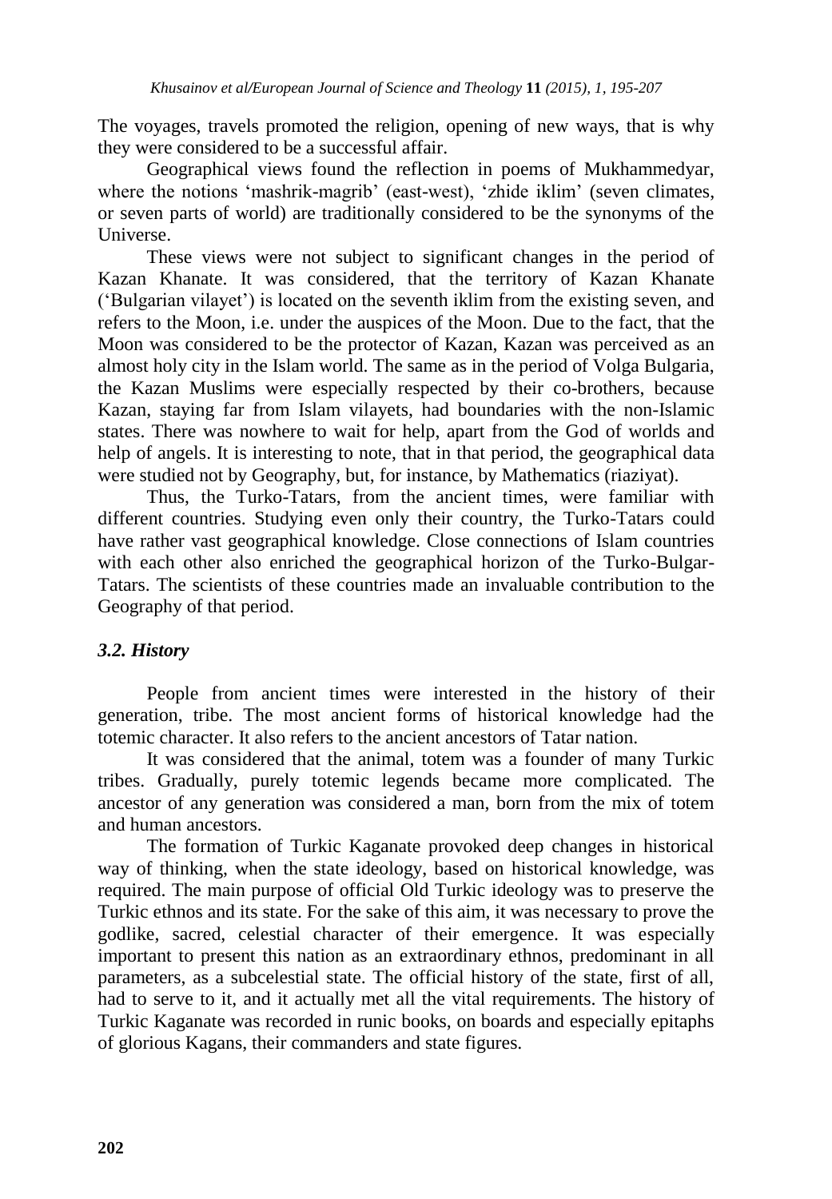The voyages, travels promoted the religion, opening of new ways, that is why they were considered to be a successful affair.

Geographical views found the reflection in poems of Mukhammedyar, where the notions 'mashrik-magrib' (east-west), 'zhide iklim' (seven climates, or seven parts of world) are traditionally considered to be the synonyms of the Universe.

These views were not subject to significant changes in the period of Kazan Khanate. It was considered, that the territory of Kazan Khanate ('Bulgarian vilayet') is located on the seventh iklim from the existing seven, and refers to the Moon, i.e. under the auspices of the Moon. Due to the fact, that the Moon was considered to be the protector of Kazan, Kazan was perceived as an almost holy city in the Islam world. The same as in the period of Volga Bulgaria, the Kazan Muslims were especially respected by their co-brothers, because Kazan, staying far from Islam vilayets, had boundaries with the non-Islamic states. There was nowhere to wait for help, apart from the God of worlds and help of angels. It is interesting to note, that in that period, the geographical data were studied not by Geography, but, for instance, by Mathematics (riaziyat).

Thus, the Turko-Tatars, from the ancient times, were familiar with different countries. Studying even only their country, the Turko-Tatars could have rather vast geographical knowledge. Close connections of Islam countries with each other also enriched the geographical horizon of the Turko-Bulgar-Tatars. The scientists of these countries made an invaluable contribution to the Geography of that period.

### *3.2. History*

People from ancient times were interested in the history of their generation, tribe. The most ancient forms of historical knowledge had the totemic character. It also refers to the ancient ancestors of Tatar nation.

It was considered that the animal, totem was a founder of many Turkic tribes. Gradually, purely totemic legends became more complicated. The ancestor of any generation was considered a man, born from the mix of totem and human ancestors.

The formation of Turkic Kaganate provoked deep changes in historical way of thinking, when the state ideology, based on historical knowledge, was required. The main purpose of official Old Turkic ideology was to preserve the Turkic ethnos and its state. For the sake of this aim, it was necessary to prove the godlike, sacred, celestial character of their emergence. It was especially important to present this nation as an extraordinary ethnos, predominant in all parameters, as a subcelestial state. The official history of the state, first of all, had to serve to it, and it actually met all the vital requirements. The history of Turkic Kaganate was recorded in runic books, on boards and especially epitaphs of glorious Kagans, their commanders and state figures.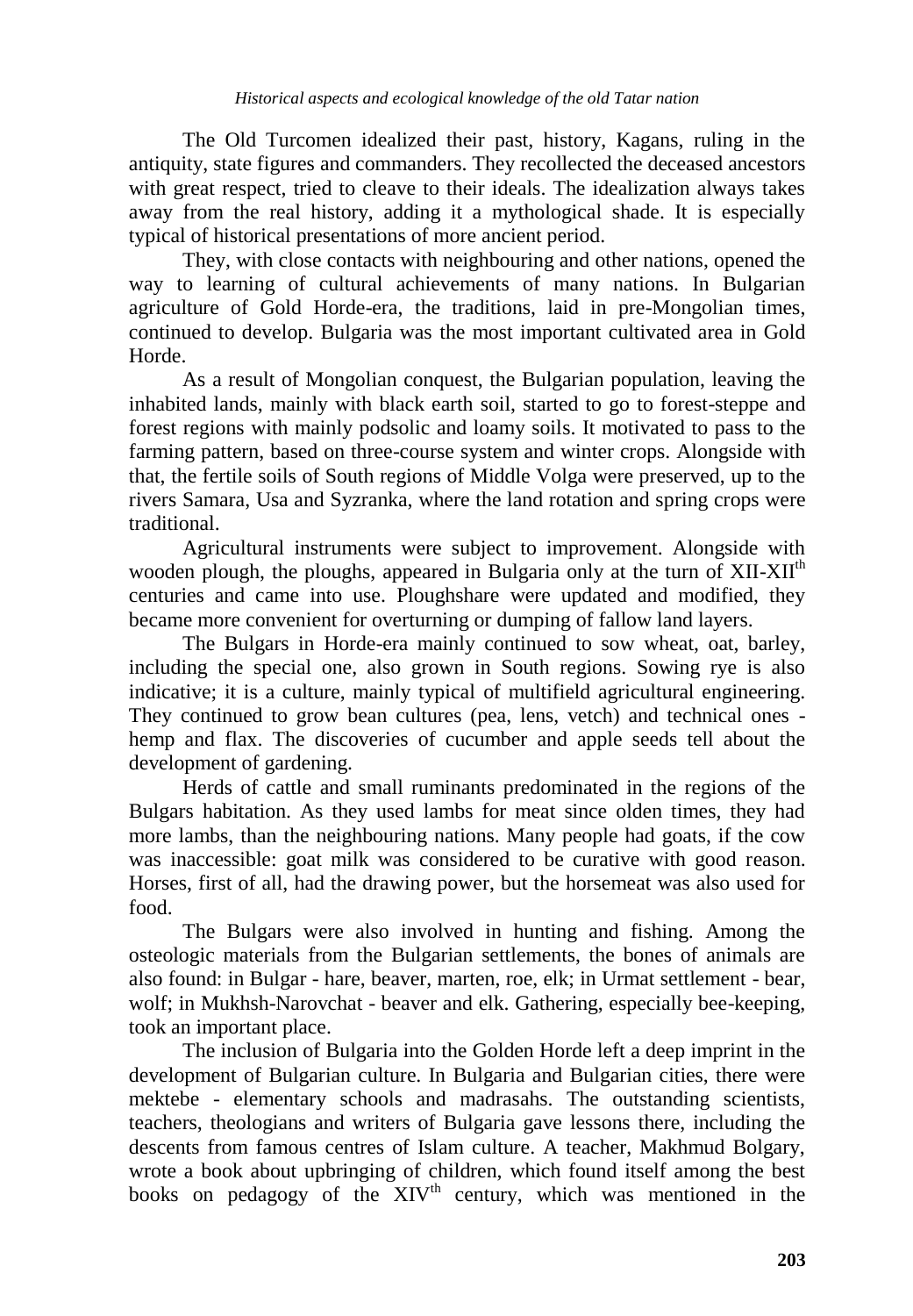The Old Turcomen idealized their past, history, Kagans, ruling in the antiquity, state figures and commanders. They recollected the deceased ancestors with great respect, tried to cleave to their ideals. The idealization always takes away from the real history, adding it a mythological shade. It is especially typical of historical presentations of more ancient period.

They, with close contacts with neighbouring and other nations, opened the way to learning of cultural achievements of many nations. In Bulgarian agriculture of Gold Horde-era, the traditions, laid in pre-Mongolian times, continued to develop. Bulgaria was the most important cultivated area in Gold Horde.

As a result of Mongolian conquest, the Bulgarian population, leaving the inhabited lands, mainly with black earth soil, started to go to forest-steppe and forest regions with mainly podsolic and loamy soils. It motivated to pass to the farming pattern, based on three-course system and winter crops. Alongside with that, the fertile soils of South regions of Middle Volga were preserved, up to the rivers Samara, Usa and Syzranka, where the land rotation and spring crops were traditional.

Agricultural instruments were subject to improvement. Alongside with wooden plough, the ploughs, appeared in Bulgaria only at the turn of XII-XII$^{th}$ centuries and came into use. Ploughshare were updated and modified, they became more convenient for overturning or dumping of fallow land layers.

The Bulgars in Horde-era mainly continued to sow wheat, oat, barley, including the special one, also grown in South regions. Sowing rye is also indicative; it is a culture, mainly typical of multifield agricultural engineering. They continued to grow bean cultures (pea, lens, vetch) and technical ones - hemp and flax. The discoveries of cucumber and apple seeds tell about the development of gardening.

Herds of cattle and small ruminants predominated in the regions of the Bulgars habitation. As they used lambs for meat since olden times, they had more lambs, than the neighbouring nations. Many people had goats, if the cow was inaccessible: goat milk was considered to be curative with good reason. Horses, first of all, had the drawing power, but the horsemeat was also used for food.

The Bulgars were also involved in hunting and fishing. Among the osteologic materials from the Bulgarian settlements, the bones of animals are also found: in Bulgar - hare, beaver, marten, roe, elk; in Urmat settlement - bear, wolf; in Mukhsh-Narovchat - beaver and elk. Gathering, especially bee-keeping, took an important place.

The inclusion of Bulgaria into the Golden Horde left a deep imprint in the development of Bulgarian culture. In Bulgaria and Bulgarian cities, there were mektebe - elementary schools and madrasahs. The outstanding scientists, teachers, theologians and writers of Bulgaria gave lessons there, including the descents from famous centres of Islam culture. A teacher, Makhmud Bolgary, wrote a book about upbringing of children, which found itself among the best books on pedagogy of the XIV$^{th}$ century, which was mentioned in the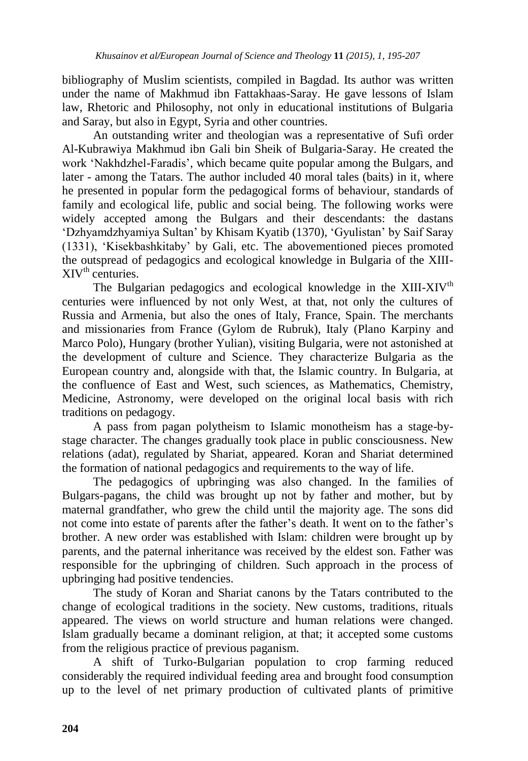bibliography of Muslim scientists, compiled in Bagdad. Its author was written under the name of Makhmud ibn Fattakhaas-Saray. He gave lessons of Islam law, Rhetoric and Philosophy, not only in educational institutions of Bulgaria and Saray, but also in Egypt, Syria and other countries.

An outstanding writer and theologian was a representative of Sufi order Al-Kubrawiya Makhmud ibn Gali bin Sheik of Bulgaria-Saray. He created the work 'Nakhdzhel-Faradis', which became quite popular among the Bulgars, and later - among the Tatars. The author included 40 moral tales (baits) in it, where he presented in popular form the pedagogical forms of behaviour, standards of family and ecological life, public and social being. The following works were widely accepted among the Bulgars and their descendants: the dastans 'Dzhyamdzhyamiya Sultan' by Khisam Kyatib (1370), 'Gyulistan' by Saif Saray (1331), 'Kisekbashkitaby' by Gali, etc. The abovementioned pieces promoted the outspread of pedagogics and ecological knowledge in Bulgaria of the XIII-XIV$^{th}$ centuries.

The Bulgarian pedagogics and ecological knowledge in the XIII-XIV$^{th}$ centuries were influenced by not only West, at that, not only the cultures of Russia and Armenia, but also the ones of Italy, France, Spain. The merchants and missionaries from France (Gylom de Rubruk), Italy (Plano Karpiny and Marco Polo), Hungary (brother Yulian), visiting Bulgaria, were not astonished at the development of culture and Science. They characterize Bulgaria as the European country and, alongside with that, the Islamic country. In Bulgaria, at the confluence of East and West, such sciences, as Mathematics, Chemistry, Medicine, Astronomy, were developed on the original local basis with rich traditions on pedagogy.

A pass from pagan polytheism to Islamic monotheism has a stage-by-stage character. The changes gradually took place in public consciousness. New relations (adat), regulated by Shariat, appeared. Koran and Shariat determined the formation of national pedagogics and requirements to the way of life.

The pedagogics of upbringing was also changed. In the families of Bulgars-pagans, the child was brought up not by father and mother, but by maternal grandfather, who grew the child until the majority age. The sons did not come into estate of parents after the father's death. It went on to the father's brother. A new order was established with Islam: children were brought up by parents, and the paternal inheritance was received by the eldest son. Father was responsible for the upbringing of children. Such approach in the process of upbringing had positive tendencies.

The study of Koran and Shariat canons by the Tatars contributed to the change of ecological traditions in the society. New customs, traditions, rituals appeared. The views on world structure and human relations were changed. Islam gradually became a dominant religion, at that; it accepted some customs from the religious practice of previous paganism.

A shift of Turko-Bulgarian population to crop farming reduced considerably the required individual feeding area and brought food consumption up to the level of net primary production of cultivated plants of primitive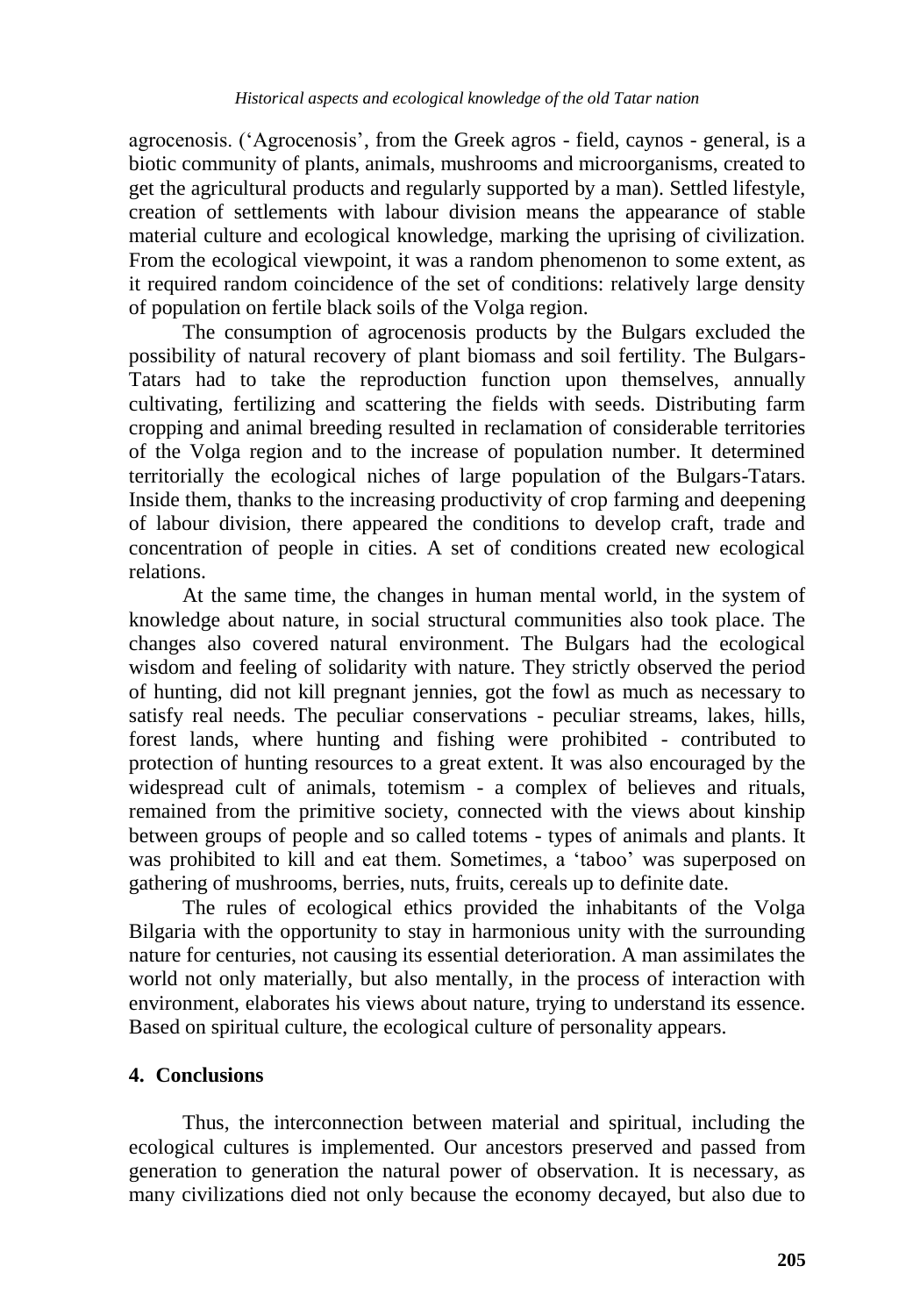agrocenosis. ('Agrocenosis', from the Greek agros - field, caynos - general, is a biotic community of plants, animals, mushrooms and microorganisms, created to get the agricultural products and regularly supported by a man). Settled lifestyle, creation of settlements with labour division means the appearance of stable material culture and ecological knowledge, marking the uprising of civilization. From the ecological viewpoint, it was a random phenomenon to some extent, as it required random coincidence of the set of conditions: relatively large density of population on fertile black soils of the Volga region.

The consumption of agrocenosis products by the Bulgars excluded the possibility of natural recovery of plant biomass and soil fertility. The Bulgars-Tatars had to take the reproduction function upon themselves, annually cultivating, fertilizing and scattering the fields with seeds. Distributing farm cropping and animal breeding resulted in reclamation of considerable territories of the Volga region and to the increase of population number. It determined territorially the ecological niches of large population of the Bulgars-Tatars. Inside them, thanks to the increasing productivity of crop farming and deepening of labour division, there appeared the conditions to develop craft, trade and concentration of people in cities. A set of conditions created new ecological relations.

At the same time, the changes in human mental world, in the system of knowledge about nature, in social structural communities also took place. The changes also covered natural environment. The Bulgars had the ecological wisdom and feeling of solidarity with nature. They strictly observed the period of hunting, did not kill pregnant jennies, got the fowl as much as necessary to satisfy real needs. The peculiar conservations - peculiar streams, lakes, hills, forest lands, where hunting and fishing were prohibited - contributed to protection of hunting resources to a great extent. It was also encouraged by the widespread cult of animals, totemism - a complex of believes and rituals, remained from the primitive society, connected with the views about kinship between groups of people and so called totems - types of animals and plants. It was prohibited to kill and eat them. Sometimes, a 'taboo' was superposed on gathering of mushrooms, berries, nuts, fruits, cereals up to definite date.

The rules of ecological ethics provided the inhabitants of the Volga Bilgaria with the opportunity to stay in harmonious unity with the surrounding nature for centuries, not causing its essential deterioration. A man assimilates the world not only materially, but also mentally, in the process of interaction with environment, elaborates his views about nature, trying to understand its essence. Based on spiritual culture, the ecological culture of personality appears.

## 4. Conclusions

Thus, the interconnection between material and spiritual, including the ecological cultures is implemented. Our ancestors preserved and passed from generation to generation the natural power of observation. It is necessary, as many civilizations died not only because the economy decayed, but also due to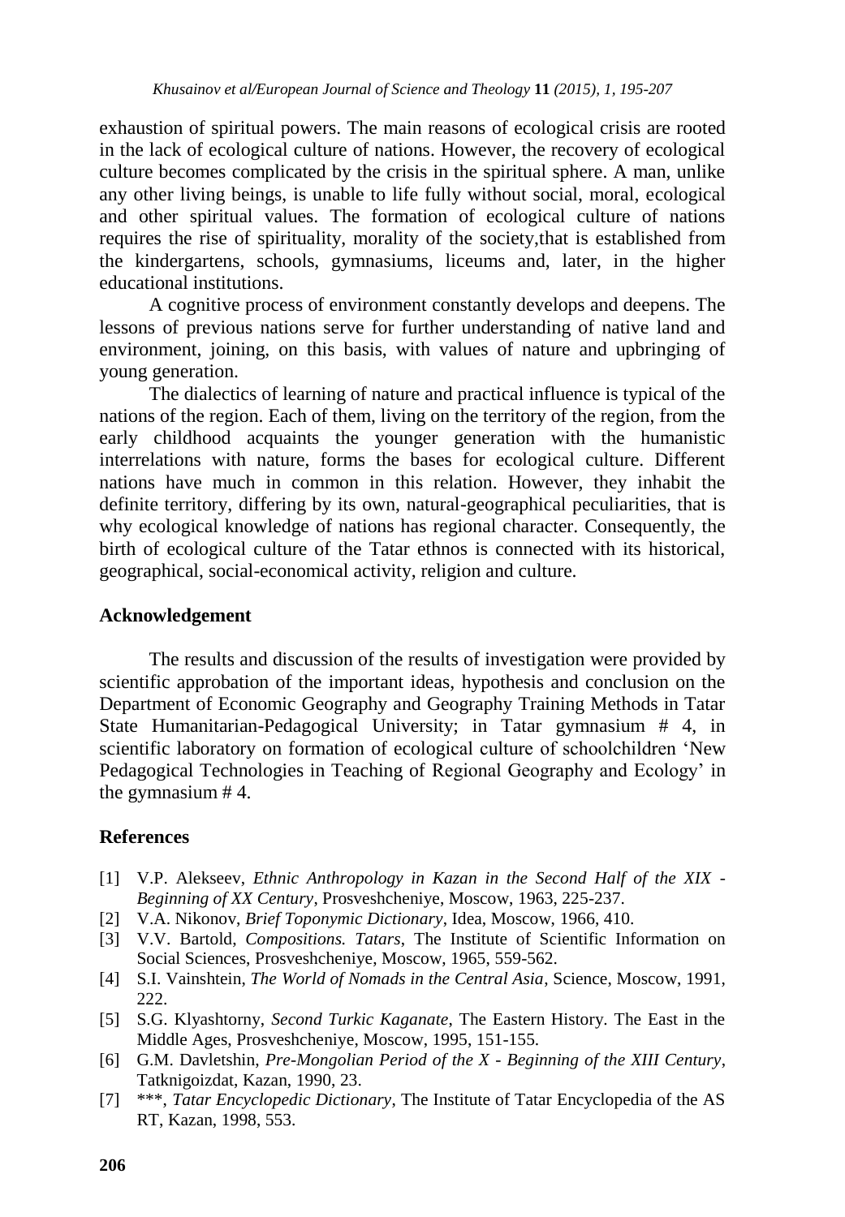exhaustion of spiritual powers. The main reasons of ecological crisis are rooted in the lack of ecological culture of nations. However, the recovery of ecological culture becomes complicated by the crisis in the spiritual sphere. A man, unlike any other living beings, is unable to life fully without social, moral, ecological and other spiritual values. The formation of ecological culture of nations requires the rise of spirituality, morality of the society,that is established from the kindergartens, schools, gymnasiums, liceums and, later, in the higher educational institutions.

A cognitive process of environment constantly develops and deepens. The lessons of previous nations serve for further understanding of native land and environment, joining, on this basis, with values of nature and upbringing of young generation.

The dialectics of learning of nature and practical influence is typical of the nations of the region. Each of them, living on the territory of the region, from the early childhood acquaints the younger generation with the humanistic interrelations with nature, forms the bases for ecological culture. Different nations have much in common in this relation. However, they inhabit the definite territory, differing by its own, natural-geographical peculiarities, that is why ecological knowledge of nations has regional character. Consequently, the birth of ecological culture of the Tatar ethnos is connected with its historical, geographical, social-economical activity, religion and culture.

## Acknowledgement

The results and discussion of the results of investigation were provided by scientific approbation of the important ideas, hypothesis and conclusion on the Department of Economic Geography and Geography Training Methods in Tatar State Humanitarian-Pedagogical University; in Tatar gymnasium # 4, in scientific laboratory on formation of ecological culture of schoolchildren 'New Pedagogical Technologies in Teaching of Regional Geography and Ecology' in the gymnasium # 4.

## References

[1] V.P. Alekseev, *Ethnic Anthropology in Kazan in the Second Half of the XIX - Beginning of XX Century*, Prosveshcheniye, Moscow, 1963, 225-237.

[2] V.A. Nikonov, *Brief Toponymic Dictionary*, Idea, Moscow, 1966, 410.

[3] V.V. Bartold, *Compositions. Tatars*, The Institute of Scientific Information on Social Sciences, Prosveshcheniye, Moscow, 1965, 559-562.

[4] S.I. Vainshtein, *The World of Nomads in the Central Asia*, Science, Moscow, 1991, 222.

[5] S.G. Klyashtorny, *Second Turkic Kaganate*, The Eastern History. The East in the Middle Ages, Prosveshcheniye, Moscow, 1995, 151-155.

[6] G.M. Davletshin, *Pre-Mongolian Period of the X - Beginning of the XIII Century*, Tatknigoizdat, Kazan, 1990, 23.

[7] \*\*\*, *Tatar Encyclopedic Dictionary*, The Institute of Tatar Encyclopedia of the AS RT, Kazan, 1998, 553.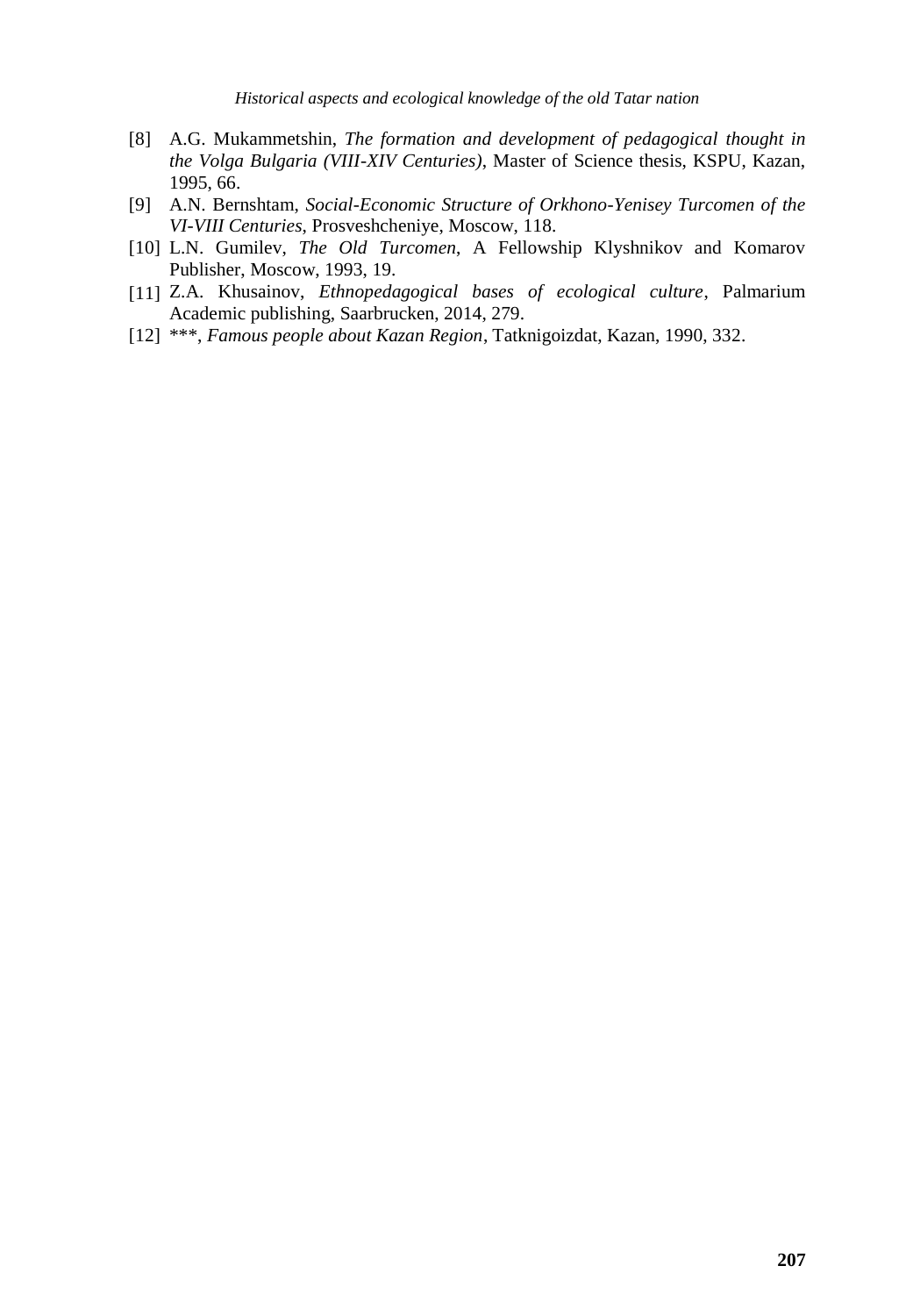[8] A.G. Mukammetshin, *The formation and development of pedagogical thought in the Volga Bulgaria (VIII-XIV Centuries)*, Master of Science thesis, KSPU, Kazan, 1995, 66.

[9] A.N. Bernshtam, *Social-Economic Structure of Orkhono-Yenisey Turcomen of the VI-VIII Centuries*, Prosveshcheniye, Moscow, 118.

[10] L.N. Gumilev, *The Old Turcomen*, A Fellowship Klyshnikov and Komarov Publisher, Moscow, 1993, 19.

[11] Z.A. Khusainov, *Ethnopedagogical bases of ecological culture*, Palmarium Academic publishing, Saarbrucken, 2014, 279.

[12] ***, *Famous people about Kazan Region*, Tatknigoizdat, Kazan, 1990, 332.